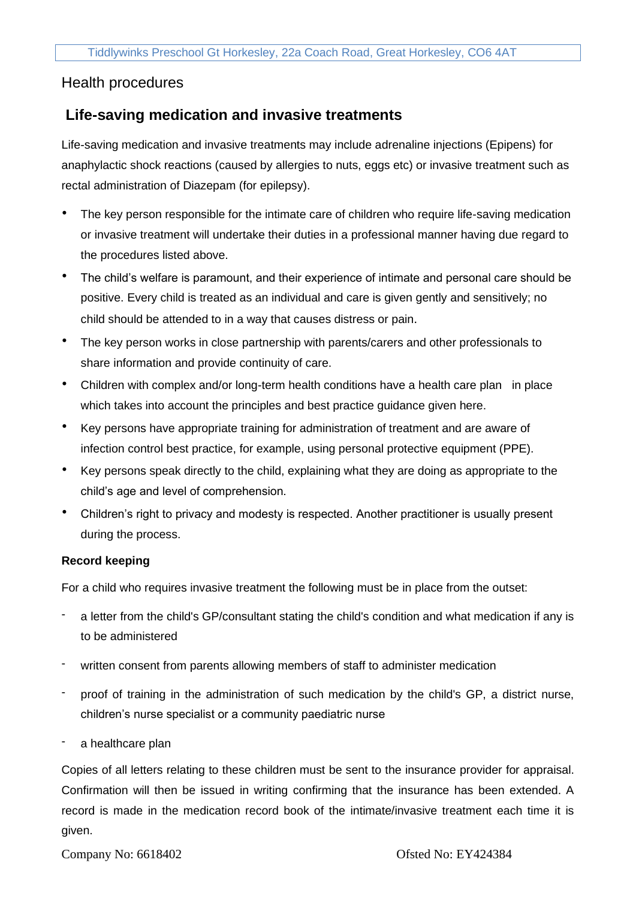Health procedures

## Life-saving medication and invasive treatments

Life-saving medication and invasive treatments may include adrenaline injections (Epipens) for anaphylactic shock reactions (caused by allergies to nuts, eggs etc) or invasive treatment such as rectal administration of Diazepam (for epilepsy).

- The key person responsible for the intimate care of children who require life-saving medication or invasive treatment will undertake their duties in a professional manner having due regard to the procedures listed above.
- The child's welfare is paramount, and their experience of intimate and personal care should be positive. Every child is treated as an individual and care is given gently and sensitively; no child should be attended to in a way that causes distress or pain.
- The key person works in close partnership with parents/carers and other professionals to share information and provide continuity of care.
- Children with complex and/or long-term health conditions have a health care plan in place which takes into account the principles and best practice guidance given here.
- Key persons have appropriate training for administration of treatment and are aware of infection control best practice, for example, using personal protective equipment (PPE).
- Key persons speak directly to the child, explaining what they are doing as appropriate to the child's age and level of comprehension.
- Children's right to privacy and modesty is respected. Another practitioner is usually present during the process.

**Record keeping**

For a child who requires invasive treatment the following must be in place from the outset:

- a letter from the child's GP/consultant stating the child's condition and what medication if any is to be administered
- written consent from parents allowing members of staff to administer medication
- proof of training in the administration of such medication by the child's GP, a district nurse, children's nurse specialist or a community paediatric nurse
- a healthcare plan

Copies of all letters relating to these children must be sent to the insurance provider for appraisal. Confirmation will then be issued in writing confirming that the insurance has been extended. A record is made in the medication record book of the intimate/invasive treatment each time it is given.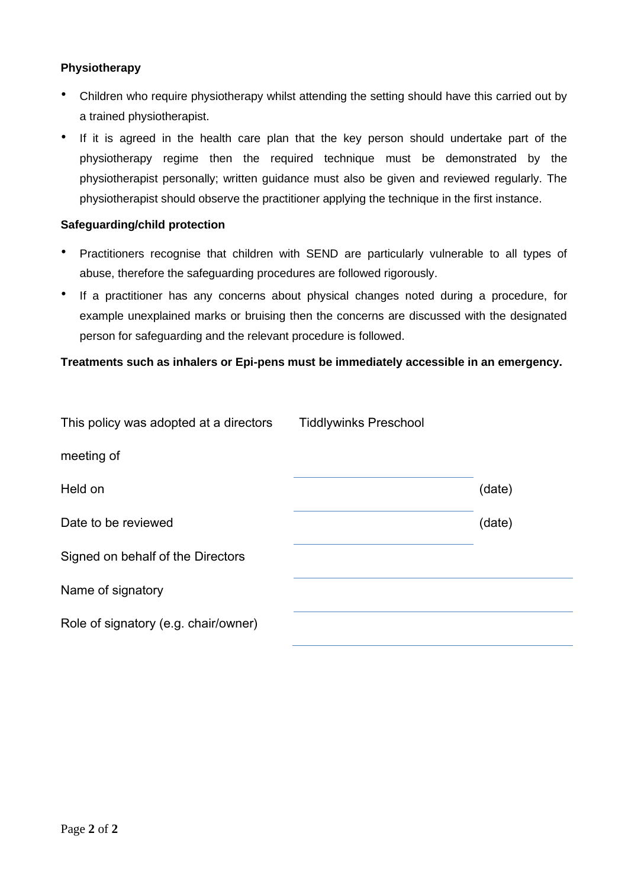**Physiotherapy**

- Children who require physiotherapy whilst attending the setting should have this carried out by a trained physiotherapist.
- If it is agreed in the health care plan that the key person should undertake part of the physiotherapy regime then the required technique must be demonstrated by the physiotherapist personally; written guidance must also be given and reviewed regularly. The physiotherapist should observe the practitioner applying the technique in the first instance.

**Safeguarding/child protection**

- Practitioners recognise that children with SEND are particularly vulnerable to all types of abuse, therefore the safeguarding procedures are followed rigorously.
- If a practitioner has any concerns about physical changes noted during a procedure, for example unexplained marks or bruising then the concerns are discussed with the designated person for safeguarding and the relevant procedure is followed.

**Treatments such as inhalers or Epi-pens must be immediately accessible in an emergency.**

| | | |
|---|---|---|
| This policy was adopted at a directors meeting of | Tiddlywinks Preschool | |
| Held on | | (date) |
| Date to be reviewed | | (date) |
| Signed on behalf of the Directors | | |
| Name of signatory | | |
| Role of signatory (e.g. chair/owner) | | |